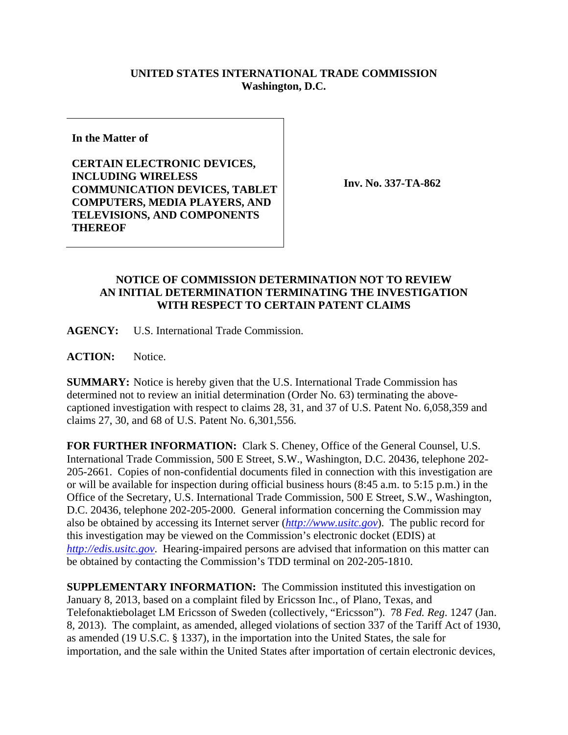**UNITED STATES INTERNATIONAL TRADE COMMISSION**
**Washington, D.C.**

| In the Matter of<br><br>**CERTAIN ELECTRONIC DEVICES, INCLUDING WIRELESS COMMUNICATION DEVICES, TABLET COMPUTERS, MEDIA PLAYERS, AND TELEVISIONS, AND COMPONENTS THEREOF** | **Inv. No. 337-TA-862** |
|---|---|

## NOTICE OF COMMISSION DETERMINATION NOT TO REVIEW AN INITIAL DETERMINATION TERMINATING THE INVESTIGATION WITH RESPECT TO CERTAIN PATENT CLAIMS

**AGENCY:** U.S. International Trade Commission.

**ACTION:** Notice.

**SUMMARY:** Notice is hereby given that the U.S. International Trade Commission has determined not to review an initial determination (Order No. 63) terminating the above-captioned investigation with respect to claims 28, 31, and 37 of U.S. Patent No. 6,058,359 and claims 27, 30, and 68 of U.S. Patent No. 6,301,556.

**FOR FURTHER INFORMATION:** Clark S. Cheney, Office of the General Counsel, U.S. International Trade Commission, 500 E Street, S.W., Washington, D.C. 20436, telephone 202-205-2661. Copies of non-confidential documents filed in connection with this investigation are or will be available for inspection during official business hours (8:45 a.m. to 5:15 p.m.) in the Office of the Secretary, U.S. International Trade Commission, 500 E Street, S.W., Washington, D.C. 20436, telephone 202-205-2000. General information concerning the Commission may also be obtained by accessing its Internet server (*http://www.usitc.gov*). The public record for this investigation may be viewed on the Commission's electronic docket (EDIS) at *http://edis.usitc.gov*. Hearing-impaired persons are advised that information on this matter can be obtained by contacting the Commission's TDD terminal on 202-205-1810.

**SUPPLEMENTARY INFORMATION:** The Commission instituted this investigation on January 8, 2013, based on a complaint filed by Ericsson Inc., of Plano, Texas, and Telefonaktiebolaget LM Ericsson of Sweden (collectively, "Ericsson"). 78 *Fed. Reg.* 1247 (Jan. 8, 2013). The complaint, as amended, alleged violations of section 337 of the Tariff Act of 1930, as amended (19 U.S.C. § 1337), in the importation into the United States, the sale for importation, and the sale within the United States after importation of certain electronic devices,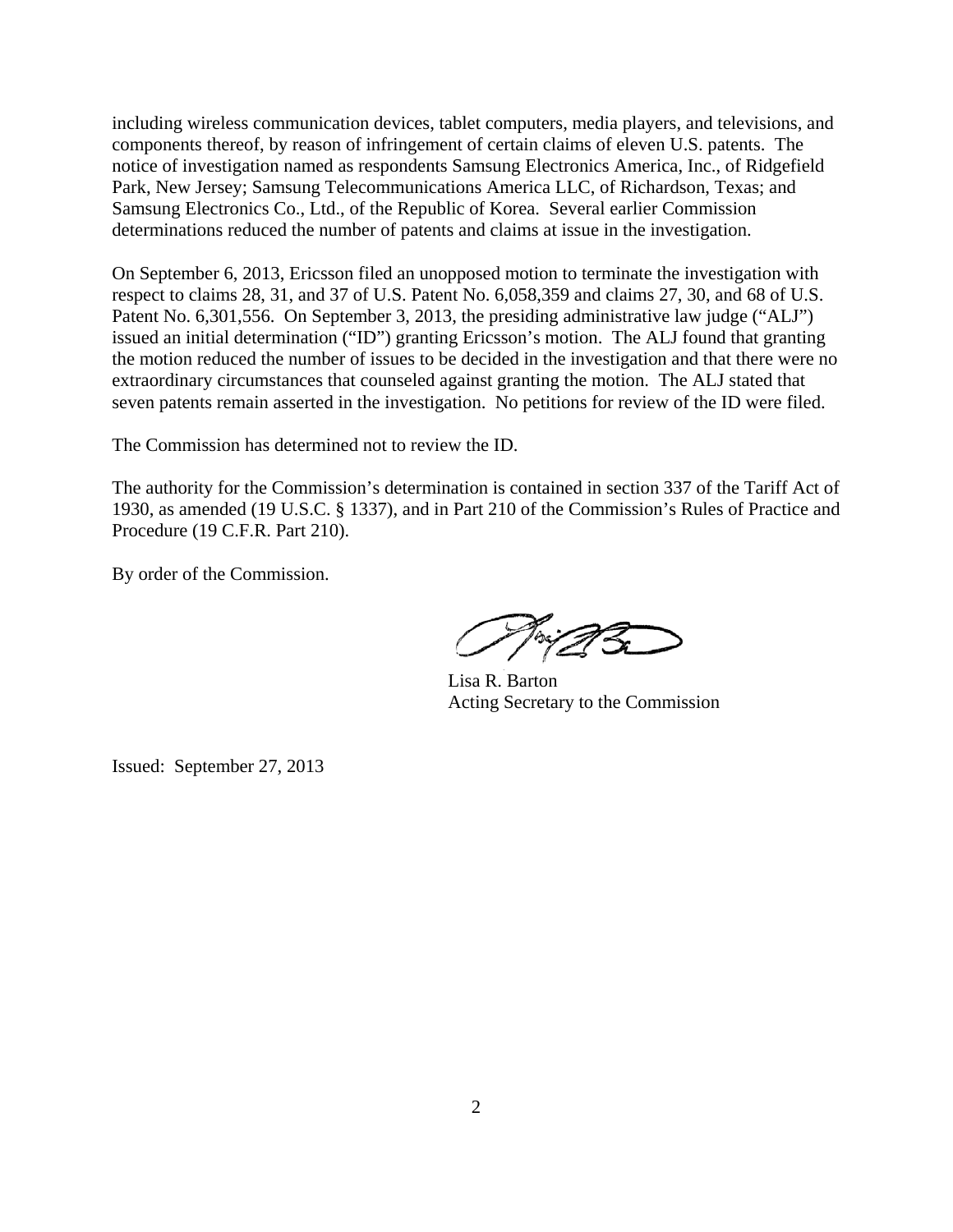including wireless communication devices, tablet computers, media players, and televisions, and components thereof, by reason of infringement of certain claims of eleven U.S. patents. The notice of investigation named as respondents Samsung Electronics America, Inc., of Ridgefield Park, New Jersey; Samsung Telecommunications America LLC, of Richardson, Texas; and Samsung Electronics Co., Ltd., of the Republic of Korea. Several earlier Commission determinations reduced the number of patents and claims at issue in the investigation.

On September 6, 2013, Ericsson filed an unopposed motion to terminate the investigation with respect to claims 28, 31, and 37 of U.S. Patent No. 6,058,359 and claims 27, 30, and 68 of U.S. Patent No. 6,301,556. On September 3, 2013, the presiding administrative law judge ("ALJ") issued an initial determination ("ID") granting Ericsson's motion. The ALJ found that granting the motion reduced the number of issues to be decided in the investigation and that there were no extraordinary circumstances that counseled against granting the motion. The ALJ stated that seven patents remain asserted in the investigation. No petitions for review of the ID were filed.

The Commission has determined not to review the ID.

The authority for the Commission's determination is contained in section 337 of the Tariff Act of 1930, as amended (19 U.S.C. § 1337), and in Part 210 of the Commission's Rules of Practice and Procedure (19 C.F.R. Part 210).

By order of the Commission.

Lisa R. Barton
Acting Secretary to the Commission

Issued: September 27, 2013